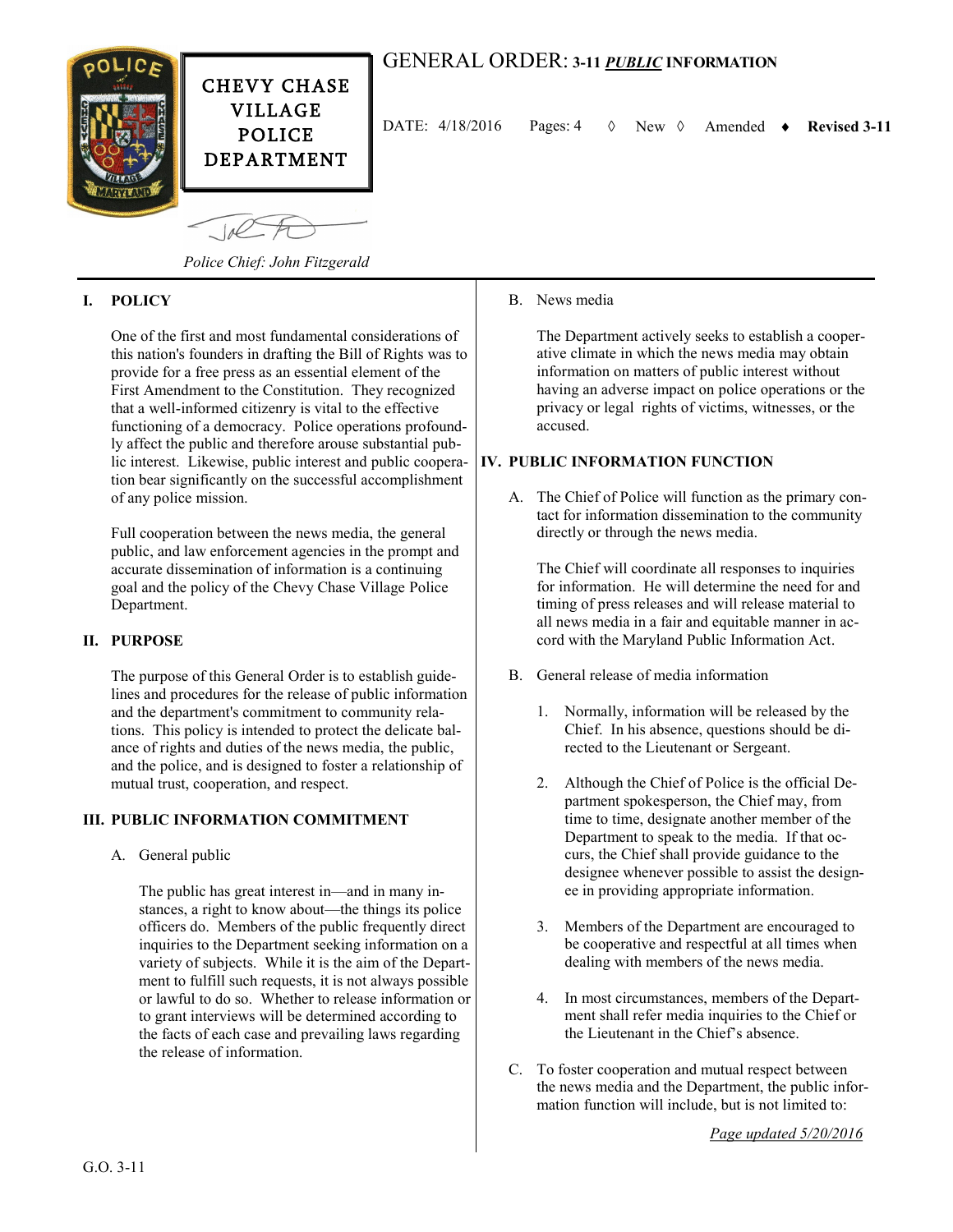CHEVY CHASE VILLAGE POLICE DEPARTMENT

# GENERAL ORDER: 3-11 *PUBLIC* INFORMATION

DATE: 4/18/2016 Pages: 4 ◊ New ◊ Amended ♦ **Revised 3-11**

*Police Chief: John Fitzgerald*

## I. POLICY

One of the first and most fundamental considerations of this nation's founders in drafting the Bill of Rights was to provide for a free press as an essential element of the First Amendment to the Constitution. They recognized that a well-informed citizenry is vital to the effective functioning of a democracy. Police operations profoundly affect the public and therefore arouse substantial public interest. Likewise, public interest and public cooperation bear significantly on the successful accomplishment of any police mission.

Full cooperation between the news media, the general public, and law enforcement agencies in the prompt and accurate dissemination of information is a continuing goal and the policy of the Chevy Chase Village Police Department.

## II. PURPOSE

The purpose of this General Order is to establish guidelines and procedures for the release of public information and the department's commitment to community relations. This policy is intended to protect the delicate balance of rights and duties of the news media, the public, and the police, and is designed to foster a relationship of mutual trust, cooperation, and respect.

## III. PUBLIC INFORMATION COMMITMENT

A. General public

The public has great interest in—and in many instances, a right to know about—the things its police officers do. Members of the public frequently direct inquiries to the Department seeking information on a variety of subjects. While it is the aim of the Department to fulfill such requests, it is not always possible or lawful to do so. Whether to release information or to grant interviews will be determined according to the facts of each case and prevailing laws regarding the release of information.

B. News media

The Department actively seeks to establish a cooperative climate in which the news media may obtain information on matters of public interest without having an adverse impact on police operations or the privacy or legal rights of victims, witnesses, or the accused.

## IV. PUBLIC INFORMATION FUNCTION

A. The Chief of Police will function as the primary contact for information dissemination to the community directly or through the news media.

The Chief will coordinate all responses to inquiries for information. He will determine the need for and timing of press releases and will release material to all news media in a fair and equitable manner in accord with the Maryland Public Information Act.

B. General release of media information

1. Normally, information will be released by the Chief. In his absence, questions should be directed to the Lieutenant or Sergeant.

2. Although the Chief of Police is the official Department spokesperson, the Chief may, from time to time, designate another member of the Department to speak to the media. If that occurs, the Chief shall provide guidance to the designee whenever possible to assist the designee in providing appropriate information.

3. Members of the Department are encouraged to be cooperative and respectful at all times when dealing with members of the news media.

4. In most circumstances, members of the Department shall refer media inquiries to the Chief or the Lieutenant in the Chief's absence.

C. To foster cooperation and mutual respect between the news media and the Department, the public information function will include, but is not limited to:

Page updated 5/20/2016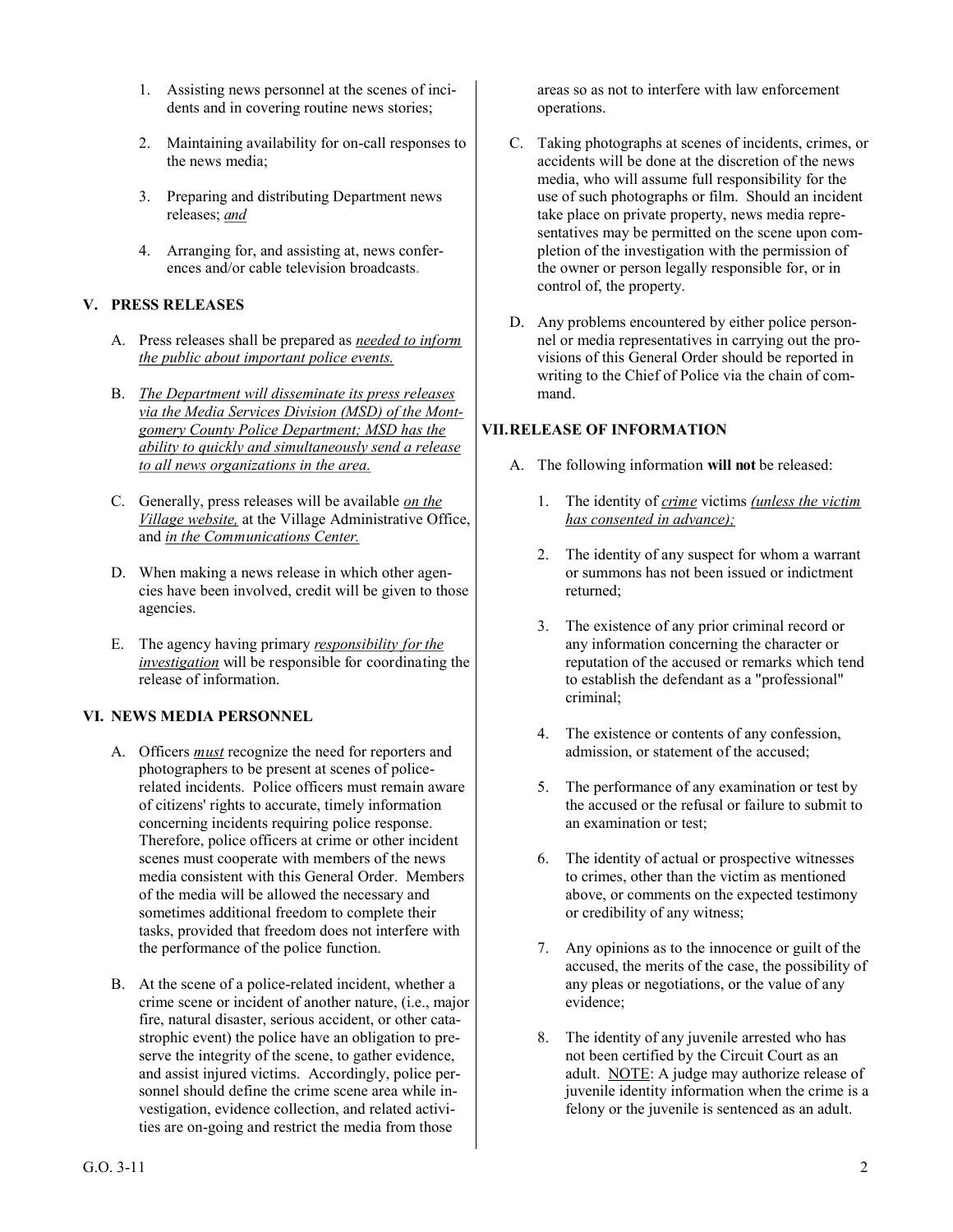1. Assisting news personnel at the scenes of incidents and in covering routine news stories;

2. Maintaining availability for on-call responses to the news media;

3. Preparing and distributing Department news releases; *and*

4. Arranging for, and assisting at, news conferences and/or cable television broadcasts.

## V. PRESS RELEASES

A. Press releases shall be prepared as *needed to inform the public about important police events.*

B. *The Department will disseminate its press releases via the Media Services Division (MSD) of the Montgomery County Police Department; MSD has the ability to quickly and simultaneously send a release to all news organizations in the area.*

C. Generally, press releases will be available *on the Village website,* at the Village Administrative Office, and *in the Communications Center.*

D. When making a news release in which other agencies have been involved, credit will be given to those agencies.

E. The agency having primary *responsibility for the investigation* will be responsible for coordinating the release of information.

## VI. NEWS MEDIA PERSONNEL

A. Officers *must* recognize the need for reporters and photographers to be present at scenes of police-related incidents. Police officers must remain aware of citizens' rights to accurate, timely information concerning incidents requiring police response. Therefore, police officers at crime or other incident scenes must cooperate with members of the news media consistent with this General Order. Members of the media will be allowed the necessary and sometimes additional freedom to complete their tasks, provided that freedom does not interfere with the performance of the police function.

B. At the scene of a police-related incident, whether a crime scene or incident of another nature, (i.e., major fire, natural disaster, serious accident, or other catastrophic event) the police have an obligation to preserve the integrity of the scene, to gather evidence, and assist injured victims. Accordingly, police personnel should define the crime scene area while investigation, evidence collection, and related activities are on-going and restrict the media from those areas so as not to interfere with law enforcement operations.

C. Taking photographs at scenes of incidents, crimes, or accidents will be done at the discretion of the news media, who will assume full responsibility for the use of such photographs or film. Should an incident take place on private property, news media representatives may be permitted on the scene upon completion of the investigation with the permission of the owner or person legally responsible for, or in control of, the property.

D. Any problems encountered by either police personnel or media representatives in carrying out the provisions of this General Order should be reported in writing to the Chief of Police via the chain of command.

## VII. RELEASE OF INFORMATION

A. The following information **will not** be released:

1. The identity of *crime* victims *(unless the victim has consented in advance);*

2. The identity of any suspect for whom a warrant or summons has not been issued or indictment returned;

3. The existence of any prior criminal record or any information concerning the character or reputation of the accused or remarks which tend to establish the defendant as a "professional" criminal;

4. The existence or contents of any confession, admission, or statement of the accused;

5. The performance of any examination or test by the accused or the refusal or failure to submit to an examination or test;

6. The identity of actual or prospective witnesses to crimes, other than the victim as mentioned above, or comments on the expected testimony or credibility of any witness;

7. Any opinions as to the innocence or guilt of the accused, the merits of the case, the possibility of any pleas or negotiations, or the value of any evidence;

8. The identity of any juvenile arrested who has not been certified by the Circuit Court as an adult. NOTE: A judge may authorize release of juvenile identity information when the crime is a felony or the juvenile is sentenced as an adult.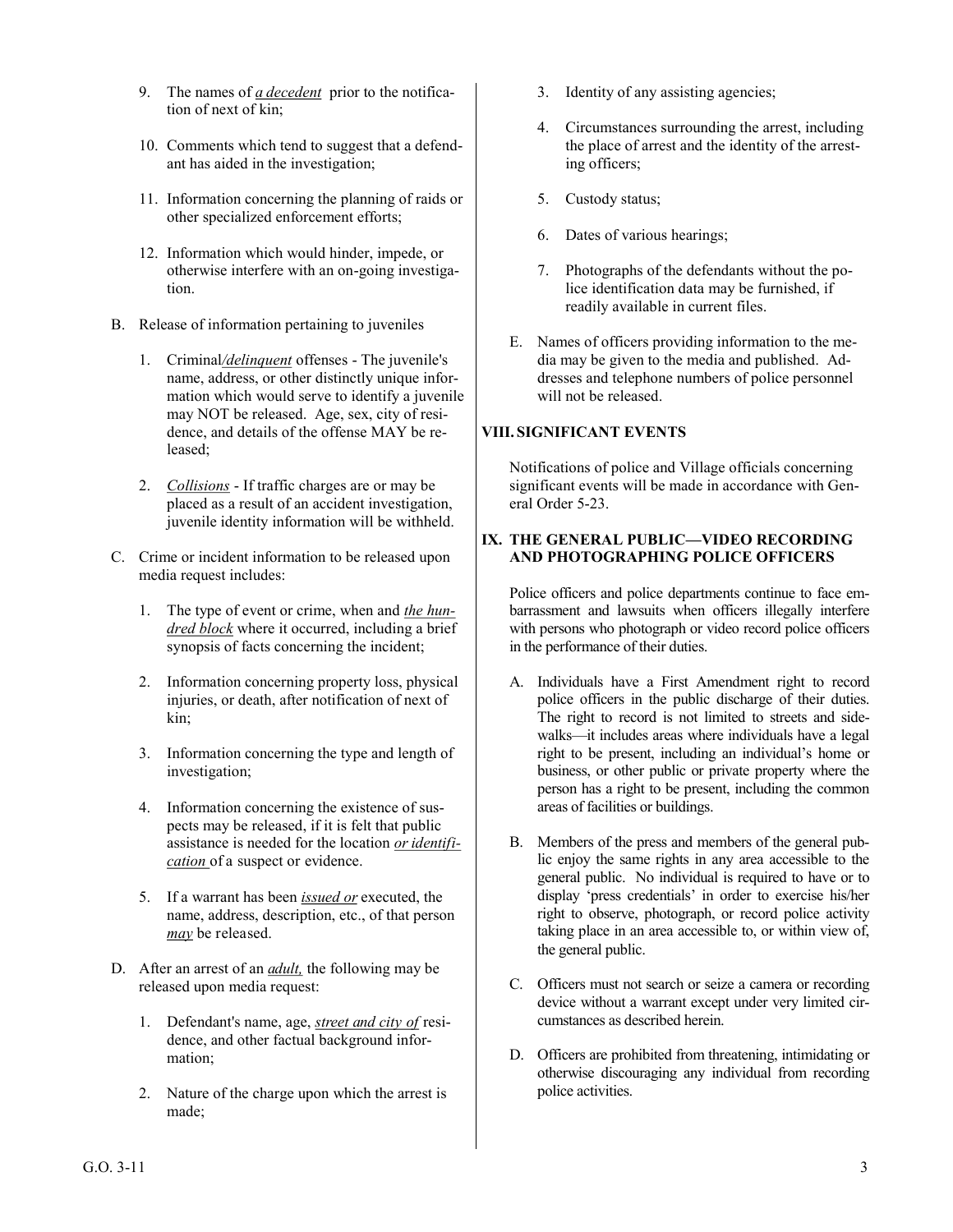9. The names of *a decedent* prior to the notification of next of kin;

10. Comments which tend to suggest that a defendant has aided in the investigation;

11. Information concerning the planning of raids or other specialized enforcement efforts;

12. Information which would hinder, impede, or otherwise interfere with an on-going investigation.

B. Release of information pertaining to juveniles

1. Criminal*/delinquent* offenses - The juvenile's name, address, or other distinctly unique information which would serve to identify a juvenile may NOT be released. Age, sex, city of residence, and details of the offense MAY be released;

2. *Collisions* - If traffic charges are or may be placed as a result of an accident investigation, juvenile identity information will be withheld.

C. Crime or incident information to be released upon media request includes:

1. The type of event or crime, when and *the hundred block* where it occurred, including a brief synopsis of facts concerning the incident;

2. Information concerning property loss, physical injuries, or death, after notification of next of kin;

3. Information concerning the type and length of investigation;

4. Information concerning the existence of suspects may be released, if it is felt that public assistance is needed for the location *or identification* of a suspect or evidence.

5. If a warrant has been *issued or* executed, the name, address, description, etc., of that person *may* be released.

D. After an arrest of an *adult,* the following may be released upon media request:

1. Defendant's name, age, *street and city of* residence, and other factual background information;

2. Nature of the charge upon which the arrest is made;

3. Identity of any assisting agencies;

4. Circumstances surrounding the arrest, including the place of arrest and the identity of the arresting officers;

5. Custody status;

6. Dates of various hearings;

7. Photographs of the defendants without the police identification data may be furnished, if readily available in current files.

E. Names of officers providing information to the media may be given to the media and published. Addresses and telephone numbers of police personnel will not be released.

## VIII. SIGNIFICANT EVENTS

Notifications of police and Village officials concerning significant events will be made in accordance with General Order 5-23.

## IX. THE GENERAL PUBLIC—VIDEO RECORDING AND PHOTOGRAPHING POLICE OFFICERS

Police officers and police departments continue to face embarrassment and lawsuits when officers illegally interfere with persons who photograph or video record police officers in the performance of their duties.

A. Individuals have a First Amendment right to record police officers in the public discharge of their duties. The right to record is not limited to streets and sidewalks—it includes areas where individuals have a legal right to be present, including an individual's home or business, or other public or private property where the person has a right to be present, including the common areas of facilities or buildings.

B. Members of the press and members of the general public enjoy the same rights in any area accessible to the general public. No individual is required to have or to display 'press credentials' in order to exercise his/her right to observe, photograph, or record police activity taking place in an area accessible to, or within view of, the general public.

C. Officers must not search or seize a camera or recording device without a warrant except under very limited circumstances as described herein.

D. Officers are prohibited from threatening, intimidating or otherwise discouraging any individual from recording police activities.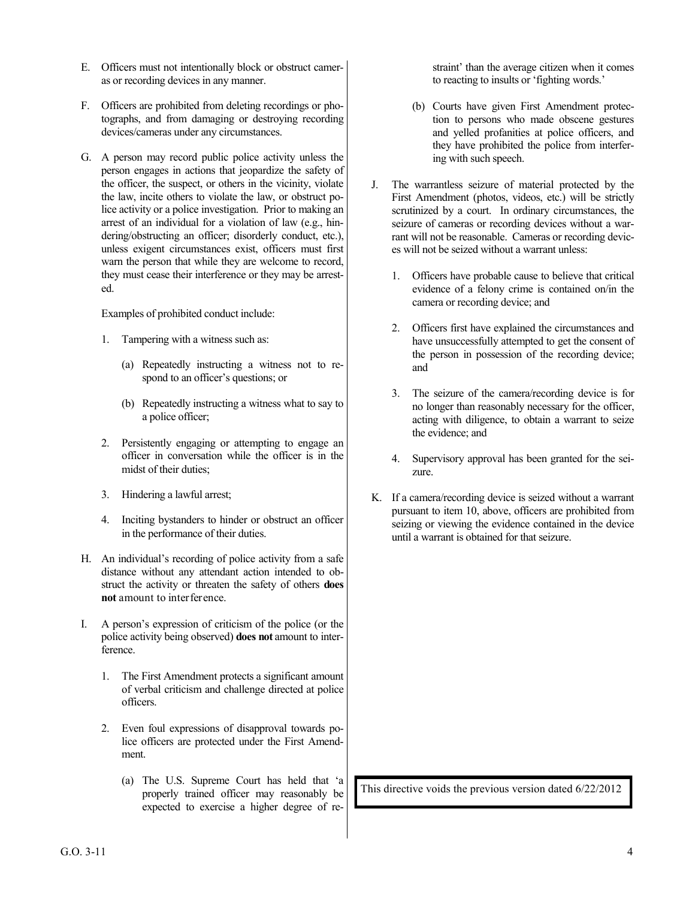E. Officers must not intentionally block or obstruct cameras or recording devices in any manner.

F. Officers are prohibited from deleting recordings or photographs, and from damaging or destroying recording devices/cameras under any circumstances.

G. A person may record public police activity unless the person engages in actions that jeopardize the safety of the officer, the suspect, or others in the vicinity, violate the law, incite others to violate the law, or obstruct police activity or a police investigation. Prior to making an arrest of an individual for a violation of law (e.g., hindering/obstructing an officer; disorderly conduct, etc.), unless exigent circumstances exist, officers must first warn the person that while they are welcome to record, they must cease their interference or they may be arrested.

   Examples of prohibited conduct include:

   1. Tampering with a witness such as:

      (a) Repeatedly instructing a witness not to respond to an officer's questions; or

      (b) Repeatedly instructing a witness what to say to a police officer;

   2. Persistently engaging or attempting to engage an officer in conversation while the officer is in the midst of their duties;

   3. Hindering a lawful arrest;

   4. Inciting bystanders to hinder or obstruct an officer in the performance of their duties.

H. An individual's recording of police activity from a safe distance without any attendant action intended to obstruct the activity or threaten the safety of others **does not** amount to interference.

I. A person's expression of criticism of the police (or the police activity being observed) **does not** amount to interference.

   1. The First Amendment protects a significant amount of verbal criticism and challenge directed at police officers.

   2. Even foul expressions of disapproval towards police officers are protected under the First Amendment.

      (a) The U.S. Supreme Court has held that 'a properly trained officer may reasonably be expected to exercise a higher degree of restraint' than the average citizen when it comes to reacting to insults or 'fighting words.'

      (b) Courts have given First Amendment protection to persons who made obscene gestures and yelled profanities at police officers, and they have prohibited the police from interfering with such speech.

J. The warrantless seizure of material protected by the First Amendment (photos, videos, etc.) will be strictly scrutinized by a court. In ordinary circumstances, the seizure of cameras or recording devices without a warrant will not be reasonable. Cameras or recording devices will not be seized without a warrant unless:

   1. Officers have probable cause to believe that critical evidence of a felony crime is contained on/in the camera or recording device; and

   2. Officers first have explained the circumstances and have unsuccessfully attempted to get the consent of the person in possession of the recording device; and

   3. The seizure of the camera/recording device is for no longer than reasonably necessary for the officer, acting with diligence, to obtain a warrant to seize the evidence; and

   4. Supervisory approval has been granted for the seizure.

K. If a camera/recording device is seized without a warrant pursuant to item 10, above, officers are prohibited from seizing or viewing the evidence contained in the device until a warrant is obtained for that seizure.

This directive voids the previous version dated 6/22/2012